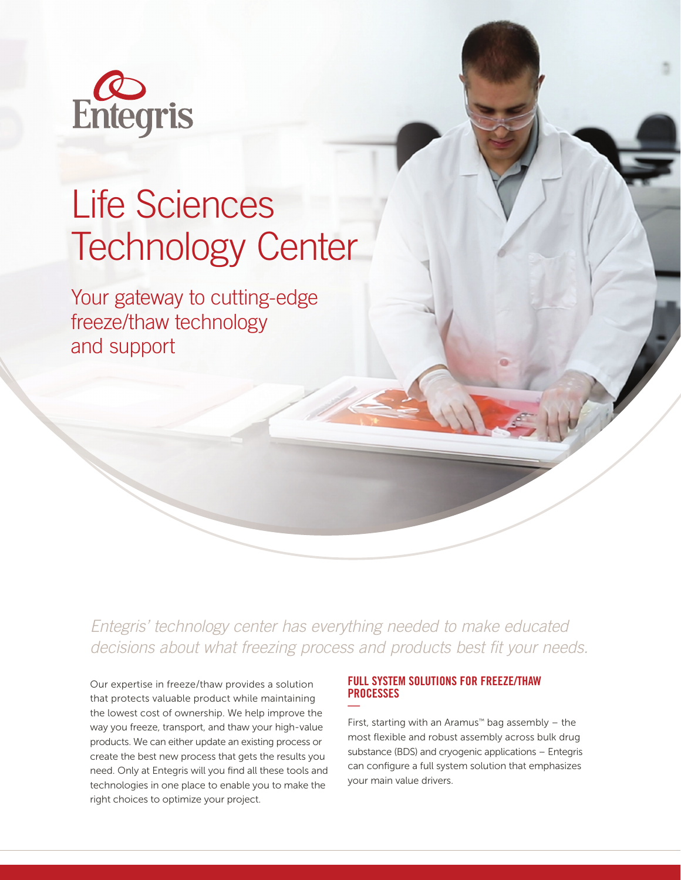Entegris

# Life Sciences Technology Center

## Your gateway to cutting-edge freeze/thaw technology and support

*Entegris' technology center has everything needed to make educated decisions about what freezing process and products best fit your needs.*

Our expertise in freeze/thaw provides a solution that protects valuable product while maintaining the lowest cost of ownership. We help improve the way you freeze, transport, and thaw your high-value products. We can either update an existing process or create the best new process that gets the results you need. Only at Entegris will you find all these tools and technologies in one place to enable you to make the right choices to optimize your project.

### FULL SYSTEM SOLUTIONS FOR FREEZE/THAW PROCESSES

First, starting with an Aramus™ bag assembly – the most flexible and robust assembly across bulk drug substance (BDS) and cryogenic applications – Entegris can configure a full system solution that emphasizes your main value drivers.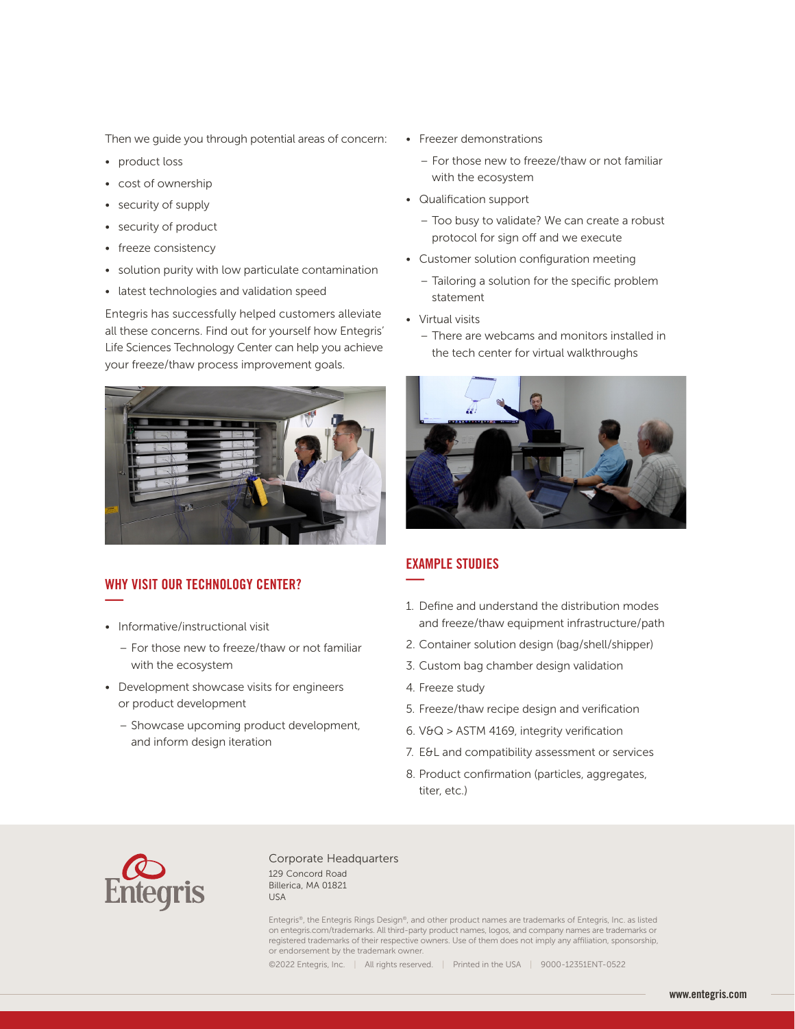Then we guide you through potential areas of concern:

- product loss
- cost of ownership
- security of supply
- security of product
- freeze consistency
- solution purity with low particulate contamination
- latest technologies and validation speed

Entegris has successfully helped customers alleviate all these concerns. Find out for yourself how Entegris' Life Sciences Technology Center can help you achieve your freeze/thaw process improvement goals.

## WHY VISIT OUR TECHNOLOGY CENTER?

- Informative/instructional visit
  - For those new to freeze/thaw or not familiar with the ecosystem
- Development showcase visits for engineers or product development
  - Showcase upcoming product development, and inform design iteration
- Freezer demonstrations
  - For those new to freeze/thaw or not familiar with the ecosystem
- Qualification support
  - Too busy to validate? We can create a robust protocol for sign off and we execute
- Customer solution configuration meeting
  - Tailoring a solution for the specific problem statement
- Virtual visits
  - There are webcams and monitors installed in the tech center for virtual walkthroughs

## EXAMPLE STUDIES

1. Define and understand the distribution modes and freeze/thaw equipment infrastructure/path
2. Container solution design (bag/shell/shipper)
3. Custom bag chamber design validation
4. Freeze study
5. Freeze/thaw recipe design and verification
6. V&Q > ASTM 4169, integrity verification
7. E&L and compatibility assessment or services
8. Product confirmation (particles, aggregates, titer, etc.)

Corporate Headquarters
129 Concord Road
Billerica, MA 01821
USA

Entegris®, the Entegris Rings Design®, and other product names are trademarks of Entegris, Inc. as listed on entegris.com/trademarks. All third-party product names, logos, and company names are trademarks or registered trademarks of their respective owners. Use of them does not imply any affiliation, sponsorship, or endorsement by the trademark owner.

©2022 Entegris, Inc. | All rights reserved. | Printed in the USA | 9000-12351ENT-0522

www.entegris.com